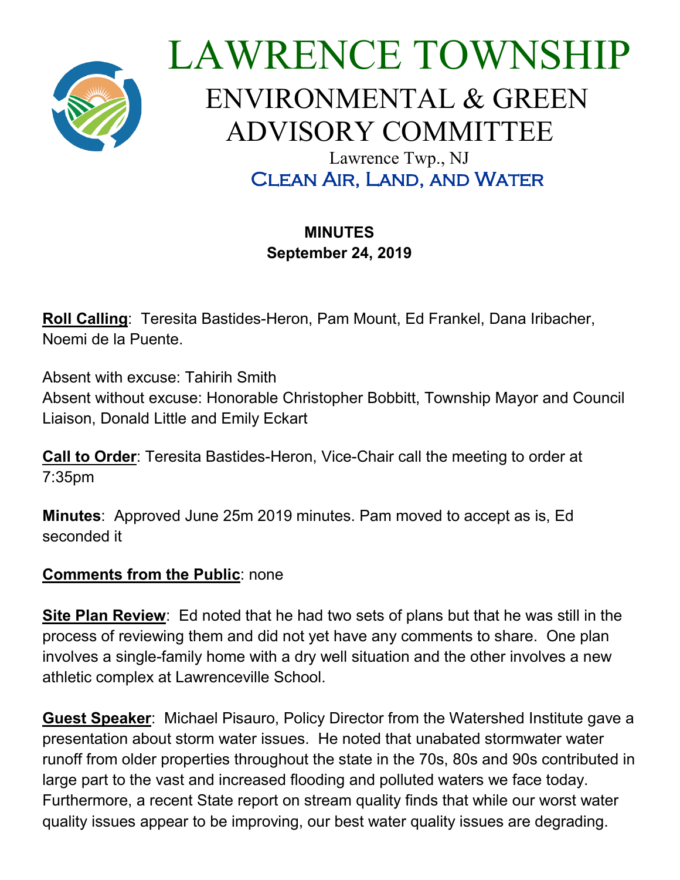# LAWRENCE TOWNSHIP

## ENVIRONMENTAL & GREEN ADVISORY COMMITTEE

Lawrence Twp., NJ

Clean Air, Land, and Water

**MINUTES**
**September 24, 2019**

**Roll Calling**: Teresita Bastides-Heron, Pam Mount, Ed Frankel, Dana Iribacher, Noemi de la Puente.

Absent with excuse: Tahirih Smith
Absent without excuse: Honorable Christopher Bobbitt, Township Mayor and Council Liaison, Donald Little and Emily Eckart

**Call to Order**: Teresita Bastides-Heron, Vice-Chair call the meeting to order at 7:35pm

**Minutes**: Approved June 25m 2019 minutes. Pam moved to accept as is, Ed seconded it

**Comments from the Public**: none

**Site Plan Review**: Ed noted that he had two sets of plans but that he was still in the process of reviewing them and did not yet have any comments to share. One plan involves a single-family home with a dry well situation and the other involves a new athletic complex at Lawrenceville School.

**Guest Speaker**: Michael Pisauro, Policy Director from the Watershed Institute gave a presentation about storm water issues. He noted that unabated stormwater water runoff from older properties throughout the state in the 70s, 80s and 90s contributed in large part to the vast and increased flooding and polluted waters we face today. Furthermore, a recent State report on stream quality finds that while our worst water quality issues appear to be improving, our best water quality issues are degrading.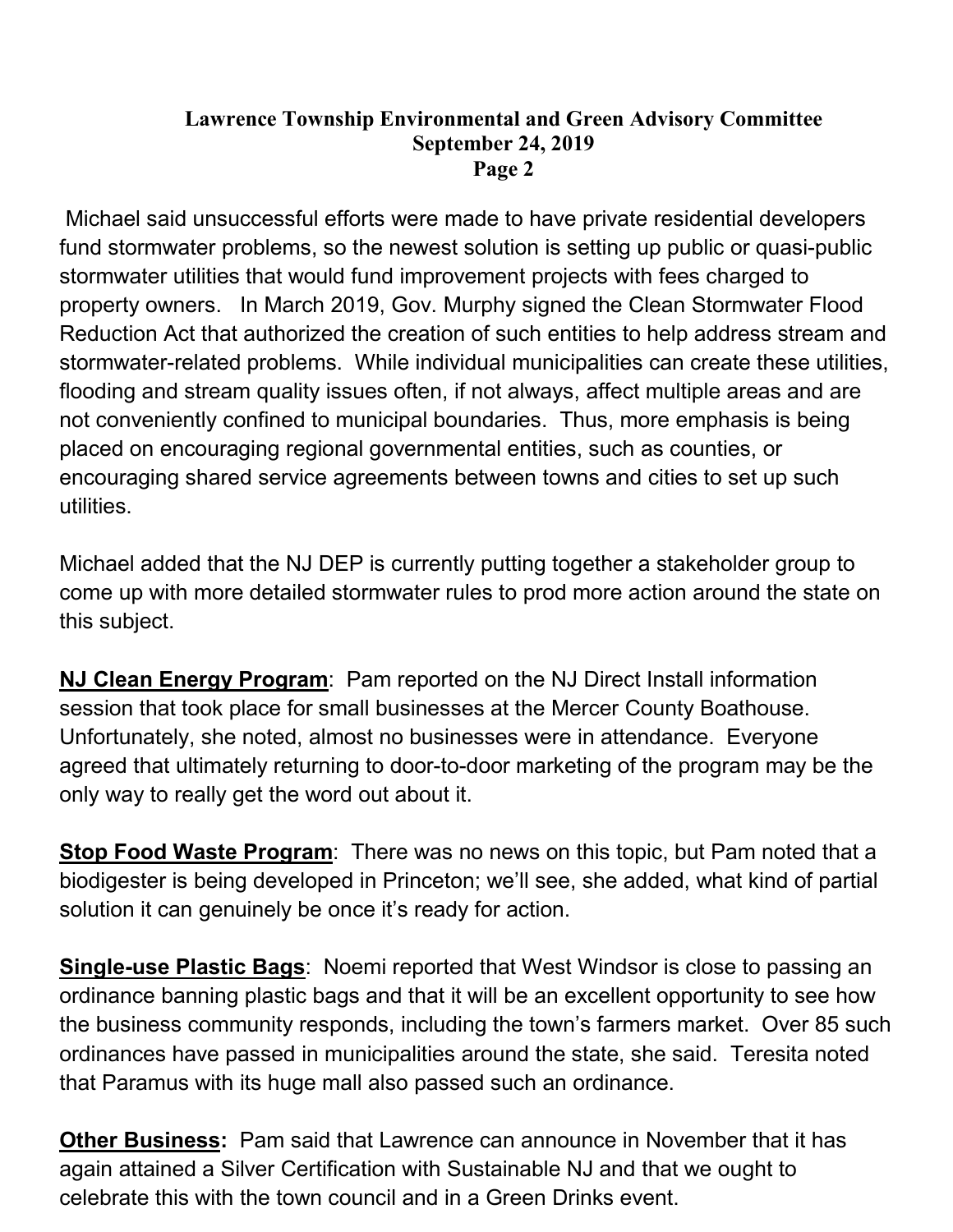Michael said unsuccessful efforts were made to have private residential developers fund stormwater problems, so the newest solution is setting up public or quasi-public stormwater utilities that would fund improvement projects with fees charged to property owners. In March 2019, Gov. Murphy signed the Clean Stormwater Flood Reduction Act that authorized the creation of such entities to help address stream and stormwater-related problems. While individual municipalities can create these utilities, flooding and stream quality issues often, if not always, affect multiple areas and are not conveniently confined to municipal boundaries. Thus, more emphasis is being placed on encouraging regional governmental entities, such as counties, or encouraging shared service agreements between towns and cities to set up such utilities.

Michael added that the NJ DEP is currently putting together a stakeholder group to come up with more detailed stormwater rules to prod more action around the state on this subject.

**NJ Clean Energy Program**: Pam reported on the NJ Direct Install information session that took place for small businesses at the Mercer County Boathouse. Unfortunately, she noted, almost no businesses were in attendance. Everyone agreed that ultimately returning to door-to-door marketing of the program may be the only way to really get the word out about it.

**Stop Food Waste Program**: There was no news on this topic, but Pam noted that a biodigester is being developed in Princeton; we'll see, she added, what kind of partial solution it can genuinely be once it's ready for action.

**Single-use Plastic Bags**: Noemi reported that West Windsor is close to passing an ordinance banning plastic bags and that it will be an excellent opportunity to see how the business community responds, including the town's farmers market. Over 85 such ordinances have passed in municipalities around the state, she said. Teresita noted that Paramus with its huge mall also passed such an ordinance.

**Other Business:** Pam said that Lawrence can announce in November that it has again attained a Silver Certification with Sustainable NJ and that we ought to celebrate this with the town council and in a Green Drinks event.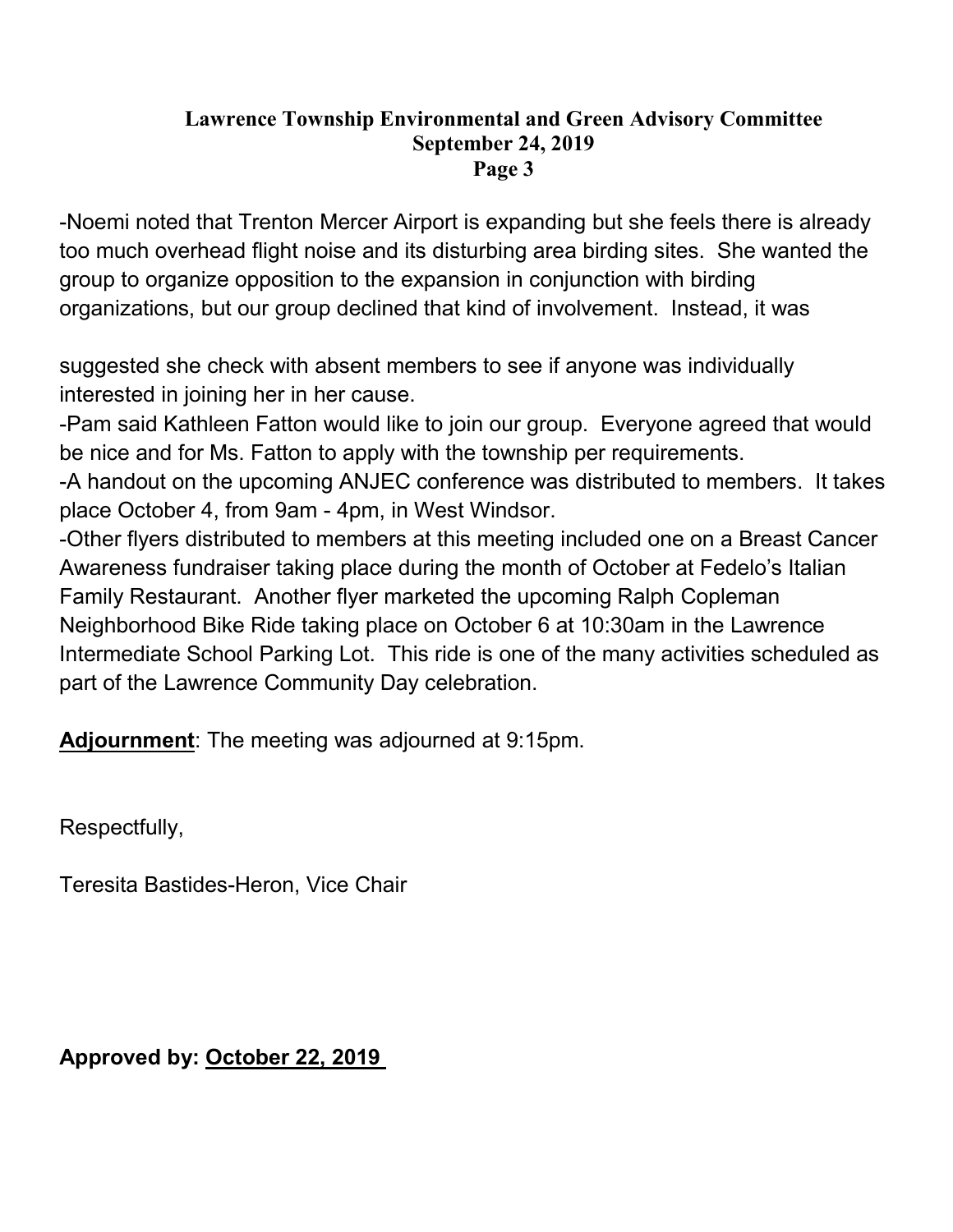-Noemi noted that Trenton Mercer Airport is expanding but she feels there is already too much overhead flight noise and its disturbing area birding sites. She wanted the group to organize opposition to the expansion in conjunction with birding organizations, but our group declined that kind of involvement. Instead, it was suggested she check with absent members to see if anyone was individually interested in joining her in her cause.

-Pam said Kathleen Fatton would like to join our group. Everyone agreed that would be nice and for Ms. Fatton to apply with the township per requirements.

-A handout on the upcoming ANJEC conference was distributed to members. It takes place October 4, from 9am - 4pm, in West Windsor.

-Other flyers distributed to members at this meeting included one on a Breast Cancer Awareness fundraiser taking place during the month of October at Fedelo's Italian Family Restaurant. Another flyer marketed the upcoming Ralph Copleman Neighborhood Bike Ride taking place on October 6 at 10:30am in the Lawrence Intermediate School Parking Lot. This ride is one of the many activities scheduled as part of the Lawrence Community Day celebration.

**Adjournment**: The meeting was adjourned at 9:15pm.

Respectfully,

Teresita Bastides-Heron, Vice Chair

**Approved by: October 22, 2019**